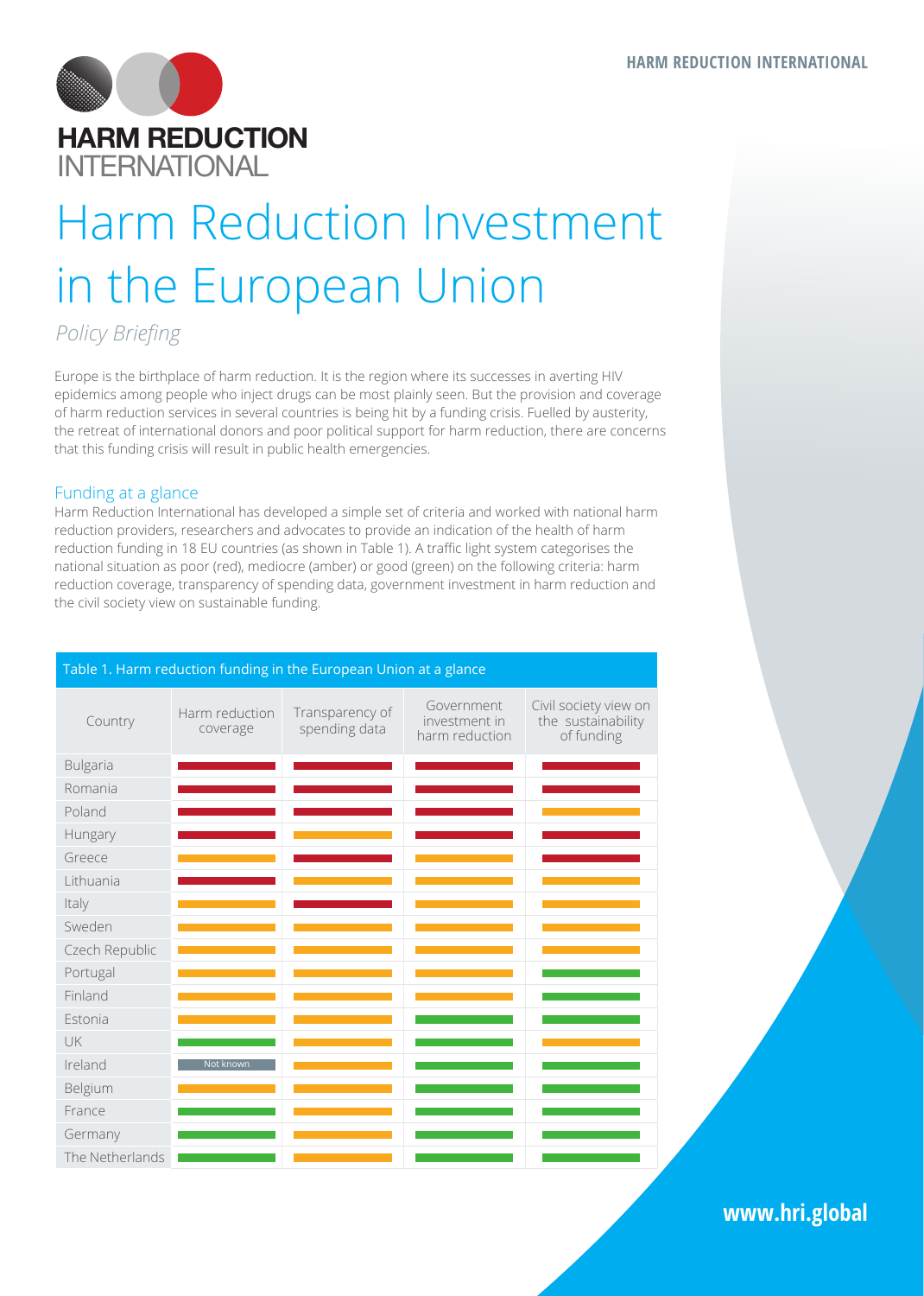# HARM REDUCTION INTERNATIONAL

# Harm Reduction Investment in the European Union

*Policy Briefing*

Europe is the birthplace of harm reduction. It is the region where its successes in averting HIV epidemics among people who inject drugs can be most plainly seen. But the provision and coverage of harm reduction services in several countries is being hit by a funding crisis. Fuelled by austerity, the retreat of international donors and poor political support for harm reduction, there are concerns that this funding crisis will result in public health emergencies.

## Funding at a glance

Harm Reduction International has developed a simple set of criteria and worked with national harm reduction providers, researchers and advocates to provide an indication of the health of harm reduction funding in 18 EU countries (as shown in Table 1). A traffic light system categorises the national situation as poor (red), mediocre (amber) or good (green) on the following criteria: harm reduction coverage, transparency of spending data, government investment in harm reduction and the civil society view on sustainable funding.

Table 1. Harm reduction funding in the European Union at a glance

| Country | Harm reduction coverage | Transparency of spending data | Government investment in harm reduction | Civil society view on the sustainability of funding |
|---|---|---|---|---|
| Bulgaria | Red | Red | Red | Red |
| Romania | Red | Red | Red | Red |
| Poland | Red | Red | Red | Amber |
| Hungary | Red | Amber | Red | Red |
| Greece | Amber | Red | Amber | Red |
| Lithuania | Red | Amber | Amber | Amber |
| Italy | Amber | Red | Amber | Amber |
| Sweden | Amber | Amber | Amber | Amber |
| Czech Republic | Amber | Amber | Amber | Amber |
| Portugal | Amber | Amber | Amber | Green |
| Finland | Amber | Amber | Amber | Green |
| Estonia | Amber | Amber | Green | Green |
| UK | Green | Amber | Green | Amber |
| Ireland | Not known | Amber | Green | Green |
| Belgium | Amber | Amber | Green | Green |
| France | Green | Amber | Green | Green |
| Germany | Green | Amber | Green | Green |
| The Netherlands | Green | Amber | Green | Green |

www.hri.global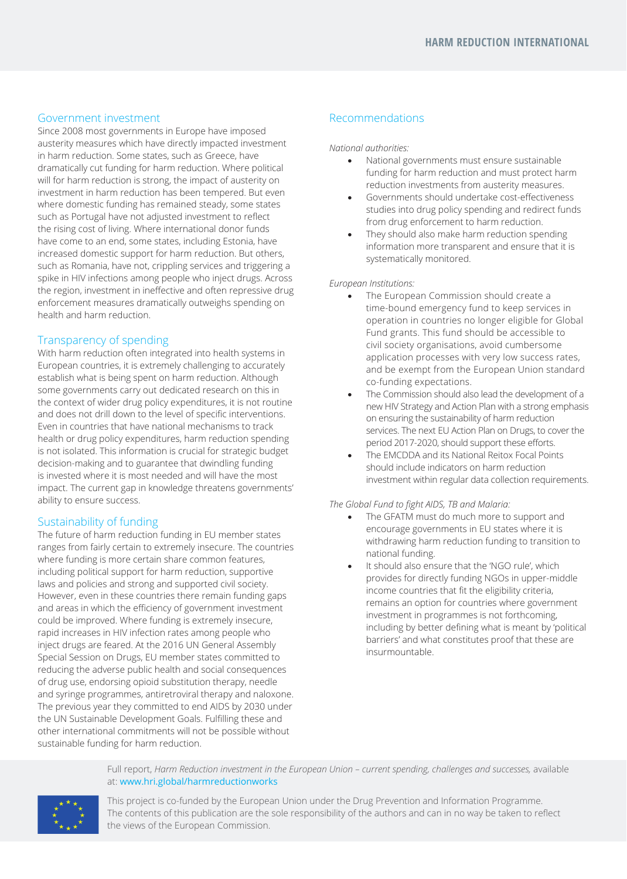## Government investment

Since 2008 most governments in Europe have imposed austerity measures which have directly impacted investment in harm reduction. Some states, such as Greece, have dramatically cut funding for harm reduction. Where political will for harm reduction is strong, the impact of austerity on investment in harm reduction has been tempered. But even where domestic funding has remained steady, some states such as Portugal have not adjusted investment to reflect the rising cost of living. Where international donor funds have come to an end, some states, including Estonia, have increased domestic support for harm reduction. But others, such as Romania, have not, crippling services and triggering a spike in HIV infections among people who inject drugs. Across the region, investment in ineffective and often repressive drug enforcement measures dramatically outweighs spending on health and harm reduction.

## Transparency of spending

With harm reduction often integrated into health systems in European countries, it is extremely challenging to accurately establish what is being spent on harm reduction. Although some governments carry out dedicated research on this in the context of wider drug policy expenditures, it is not routine and does not drill down to the level of specific interventions. Even in countries that have national mechanisms to track health or drug policy expenditures, harm reduction spending is not isolated. This information is crucial for strategic budget decision-making and to guarantee that dwindling funding is invested where it is most needed and will have the most impact. The current gap in knowledge threatens governments' ability to ensure success.

## Sustainability of funding

The future of harm reduction funding in EU member states ranges from fairly certain to extremely insecure. The countries where funding is more certain share common features, including political support for harm reduction, supportive laws and policies and strong and supported civil society. However, even in these countries there remain funding gaps and areas in which the efficiency of government investment could be improved. Where funding is extremely insecure, rapid increases in HIV infection rates among people who inject drugs are feared. At the 2016 UN General Assembly Special Session on Drugs, EU member states committed to reducing the adverse public health and social consequences of drug use, endorsing opioid substitution therapy, needle and syringe programmes, antiretroviral therapy and naloxone. The previous year they committed to end AIDS by 2030 under the UN Sustainable Development Goals. Fulfilling these and other international commitments will not be possible without sustainable funding for harm reduction.

## Recommendations

*National authorities:*

- National governments must ensure sustainable funding for harm reduction and must protect harm reduction investments from austerity measures.
- Governments should undertake cost-effectiveness studies into drug policy spending and redirect funds from drug enforcement to harm reduction.
- They should also make harm reduction spending information more transparent and ensure that it is systematically monitored.

*European Institutions:*

- The European Commission should create a time-bound emergency fund to keep services in operation in countries no longer eligible for Global Fund grants. This fund should be accessible to civil society organisations, avoid cumbersome application processes with very low success rates, and be exempt from the European Union standard co-funding expectations.
- The Commission should also lead the development of a new HIV Strategy and Action Plan with a strong emphasis on ensuring the sustainability of harm reduction services. The next EU Action Plan on Drugs, to cover the period 2017-2020, should support these efforts.
- The EMCDDA and its National Reitox Focal Points should include indicators on harm reduction investment within regular data collection requirements.

*The Global Fund to fight AIDS, TB and Malaria:*

- The GFATM must do much more to support and encourage governments in EU states where it is withdrawing harm reduction funding to transition to national funding.
- It should also ensure that the 'NGO rule', which provides for directly funding NGOs in upper-middle income countries that fit the eligibility criteria, remains an option for countries where government investment in programmes is not forthcoming, including by better defining what is meant by 'political barriers' and what constitutes proof that these are insurmountable.

Full report, *Harm Reduction investment in the European Union – current spending, challenges and successes,* available at: www.hri.global/harmreductionworks

This project is co-funded by the European Union under the Drug Prevention and Information Programme. The contents of this publication are the sole responsibility of the authors and can in no way be taken to reflect the views of the European Commission.